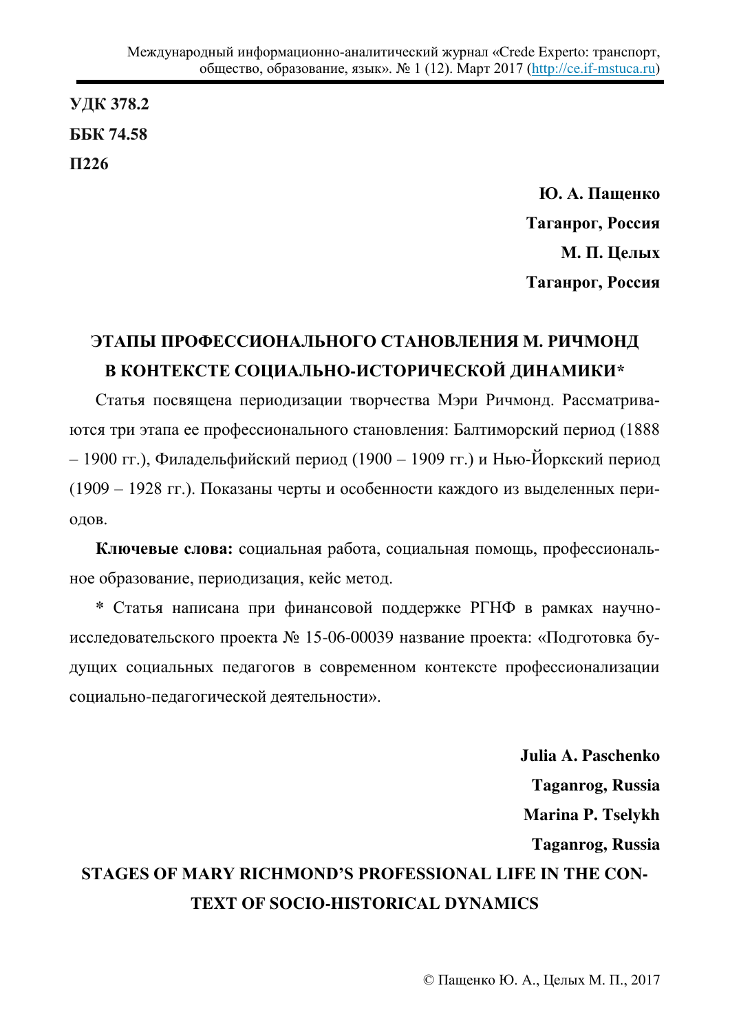**УДК 378.2**

**ББК 74.58**

**П226**

**Ю. А. Пащенко**

**Таганрог, Россия**

**М. П. Целых**

**Таганрог, Россия**

# ЭТАПЫ ПРОФЕССИОНАЛЬНОГО СТАНОВЛЕНИЯ М. РИЧМОНД В КОНТЕКСТЕ СОЦИАЛЬНО-ИСТОРИЧЕСКОЙ ДИНАМИКИ*

Статья посвящена периодизации творчества Мэри Ричмонд. Рассматриваются три этапа ее профессионального становления: Балтиморский период (1888 – 1900 гг.), Филадельфийский период (1900 – 1909 гг.) и Нью-Йоркский период (1909 – 1928 гг.). Показаны черты и особенности каждого из выделенных периодов.

**Ключевые слова:** социальная работа, социальная помощь, профессиональное образование, периодизация, кейс метод.

**\*** Статья написана при финансовой поддержке РГНФ в рамках научно-исследовательского проекта № 15-06-00039 название проекта: «Подготовка будущих социальных педагогов в современном контексте профессионализации социально-педагогической деятельности».

**Julia A. Paschenko**

**Taganrog, Russia**

**Marina P. Tselykh**

**Taganrog, Russia**

# STAGES OF MARY RICHMOND'S PROFESSIONAL LIFE IN THE CONTEXT OF SOCIO-HISTORICAL DYNAMICS

© Пащенко Ю. А., Целых М. П., 2017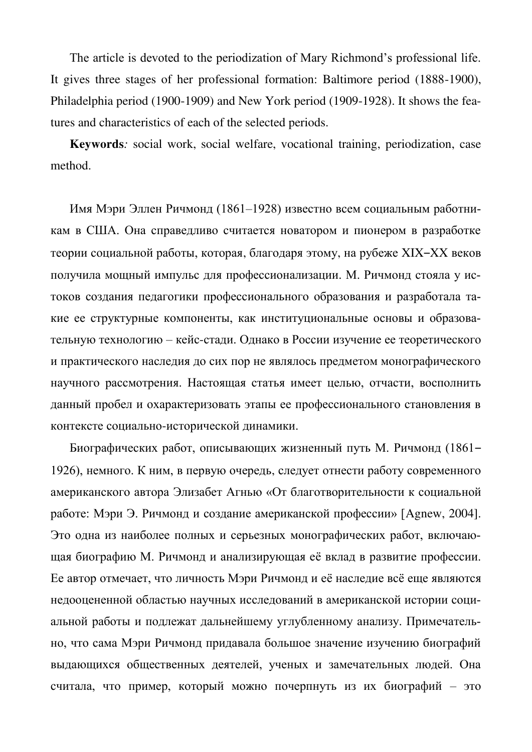The article is devoted to the periodization of Mary Richmond's professional life. It gives three stages of her professional formation: Baltimore period (1888-1900), Philadelphia period (1900-1909) and New York period (1909-1928). It shows the features and characteristics of each of the selected periods.

**Keywords***:* social work, social welfare, vocational training, periodization, case method.

Имя Мэри Эллен Ричмонд (1861–1928) известно всем социальным работникам в США. Она справедливо считается новатором и пионером в разработке теории социальной работы, которая, благодаря этому, на рубеже XIX–XX веков получила мощный импульс для профессионализации. М. Ричмонд стояла у истоков создания педагогики профессионального образования и разработала такие ее структурные компоненты, как институциональные основы и образовательную технологию – кейс-стади. Однако в России изучение ее теоретического и практического наследия до сих пор не являлось предметом монографического научного рассмотрения. Настоящая статья имеет целью, отчасти, восполнить данный пробел и охарактеризовать этапы ее профессионального становления в контексте социально-исторической динамики.

Биографических работ, описывающих жизненный путь М. Ричмонд (1861–1926), немного. К ним, в первую очередь, следует отнести работу современного американского автора Элизабет Агнью «От благотворительности к социальной работе: Мэри Э. Ричмонд и создание американской профессии» [Agnew, 2004]. Это одна из наиболее полных и серьезных монографических работ, включающая биографию М. Ричмонд и анализирующая её вклад в развитие профессии. Ее автор отмечает, что личность Мэри Ричмонд и её наследие всё еще являются недооцененной областью научных исследований в американской истории социальной работы и подлежат дальнейшему углубленному анализу. Примечательно, что сама Мэри Ричмонд придавала большое значение изучению биографий выдающихся общественных деятелей, ученых и замечательных людей. Она считала, что пример, который можно почерпнуть из их биографий – это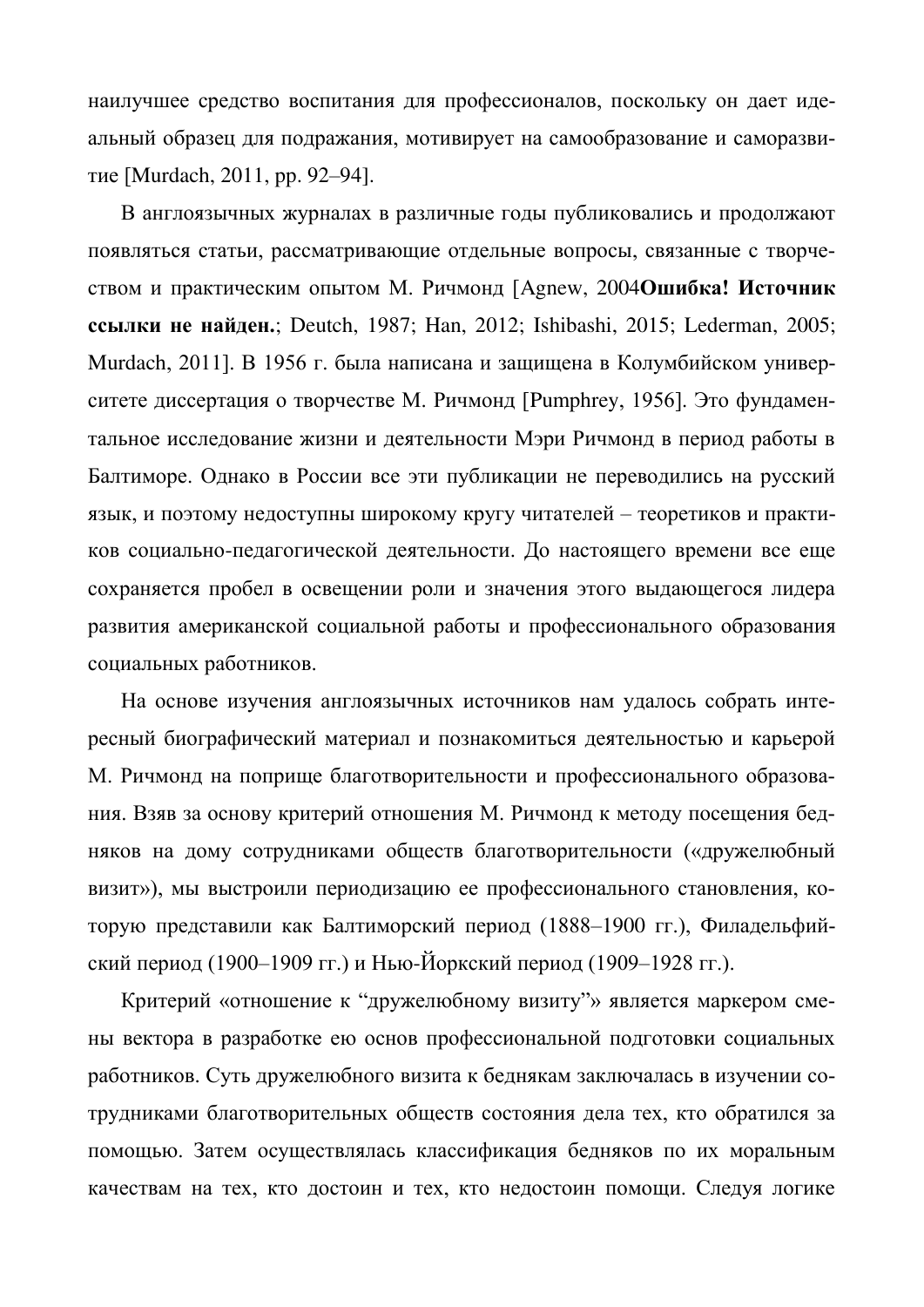наилучшее средство воспитания для профессионалов, поскольку он дает идеальный образец для подражания, мотивирует на самообразование и саморазвитие [Murdach, 2011, pp. 92–94].

В англоязычных журналах в различные годы публиковались и продолжают появляться статьи, рассматривающие отдельные вопросы, связанные с творчеством и практическим опытом М. Ричмонд [Agnew, 2004**Ошибка! Источник ссылки не найден.**; Deutch, 1987; Han, 2012; Ishibashi, 2015; Lederman, 2005; Murdach, 2011]. В 1956 г. была написана и защищена в Колумбийском университете диссертация о творчестве М. Ричмонд [Pumphrey, 1956]. Это фундаментальное исследование жизни и деятельности Мэри Ричмонд в период работы в Балтиморе. Однако в России все эти публикации не переводились на русский язык, и поэтому недоступны широкому кругу читателей – теоретиков и практиков социально-педагогической деятельности. До настоящего времени все еще сохраняется пробел в освещении роли и значения этого выдающегося лидера развития американской социальной работы и профессионального образования социальных работников.

На основе изучения англоязычных источников нам удалось собрать интересный биографический материал и познакомиться деятельностью и карьерой М. Ричмонд на поприще благотворительности и профессионального образования. Взяв за основу критерий отношения М. Ричмонд к методу посещения бедняков на дому сотрудниками обществ благотворительности («дружелюбный визит»), мы выстроили периодизацию ее профессионального становления, которую представили как Балтиморский период (1888–1900 гг.), Филадельфийский период (1900–1909 гг.) и Нью-Йоркский период (1909–1928 гг.).

Критерий «отношение к “дружелюбному визиту”» является маркером смены вектора в разработке ею основ профессиональной подготовки социальных работников. Суть дружелюбного визита к беднякам заключалась в изучении сотрудниками благотворительных обществ состояния дела тех, кто обратился за помощью. Затем осуществлялась классификация бедняков по их моральным качествам на тех, кто достоин и тех, кто недостоин помощи. Следуя логике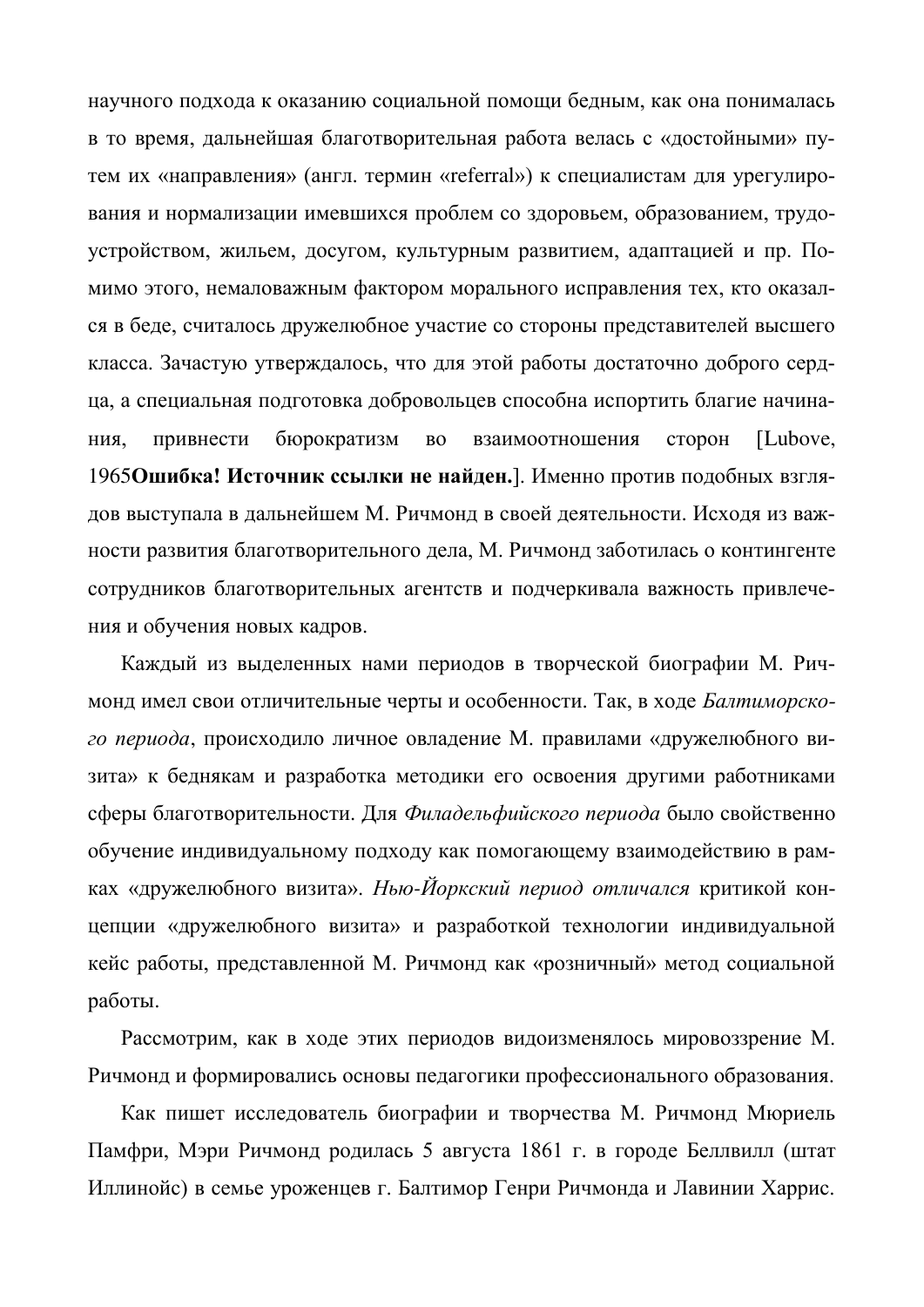научного подхода к оказанию социальной помощи бедным, как она понималась в то время, дальнейшая благотворительная работа велась с «достойными» путем их «направления» (англ. термин «referral») к специалистам для урегулирования и нормализации имевшихся проблем со здоровьем, образованием, трудоустройством, жильем, досугом, культурным развитием, адаптацией и пр. Помимо этого, немаловажным фактором морального исправления тех, кто оказался в беде, считалось дружелюбное участие со стороны представителей высшего класса. Зачастую утверждалось, что для этой работы достаточно доброго сердца, а специальная подготовка добровольцев способна испортить благие начинания, привнести бюрократизм во взаимоотношения сторон [Lubove, 1965**Ошибка! Источник ссылки не найден.**]. Именно против подобных взглядов выступала в дальнейшем М. Ричмонд в своей деятельности. Исходя из важности развития благотворительного дела, М. Ричмонд заботилась о контингенте сотрудников благотворительных агентств и подчеркивала важность привлечения и обучения новых кадров.

Каждый из выделенных нами периодов в творческой биографии М. Ричмонд имел свои отличительные черты и особенности. Так, в ходе *Балтиморского периода*, происходило личное овладение М. правилами «дружелюбного визита» к беднякам и разработка методики его освоения другими работниками сферы благотворительности. Для *Филадельфийского периода* было свойственно обучение индивидуальному подходу как помогающему взаимодействию в рамках «дружелюбного визита». *Нью-Йоркский период отличался* критикой концепции «дружелюбного визита» и разработкой технологии индивидуальной кейс работы, представленной М. Ричмонд как «розничный» метод социальной работы.

Рассмотрим, как в ходе этих периодов видоизменялось мировоззрение М. Ричмонд и формировались основы педагогики профессионального образования.

Как пишет исследователь биографии и творчества М. Ричмонд Мюриель Памфри, Мэри Ричмонд родилась 5 августа 1861 г. в городе Беллвилл (штат Иллинойс) в семье уроженцев г. Балтимор Генри Ричмонда и Лавинии Харрис.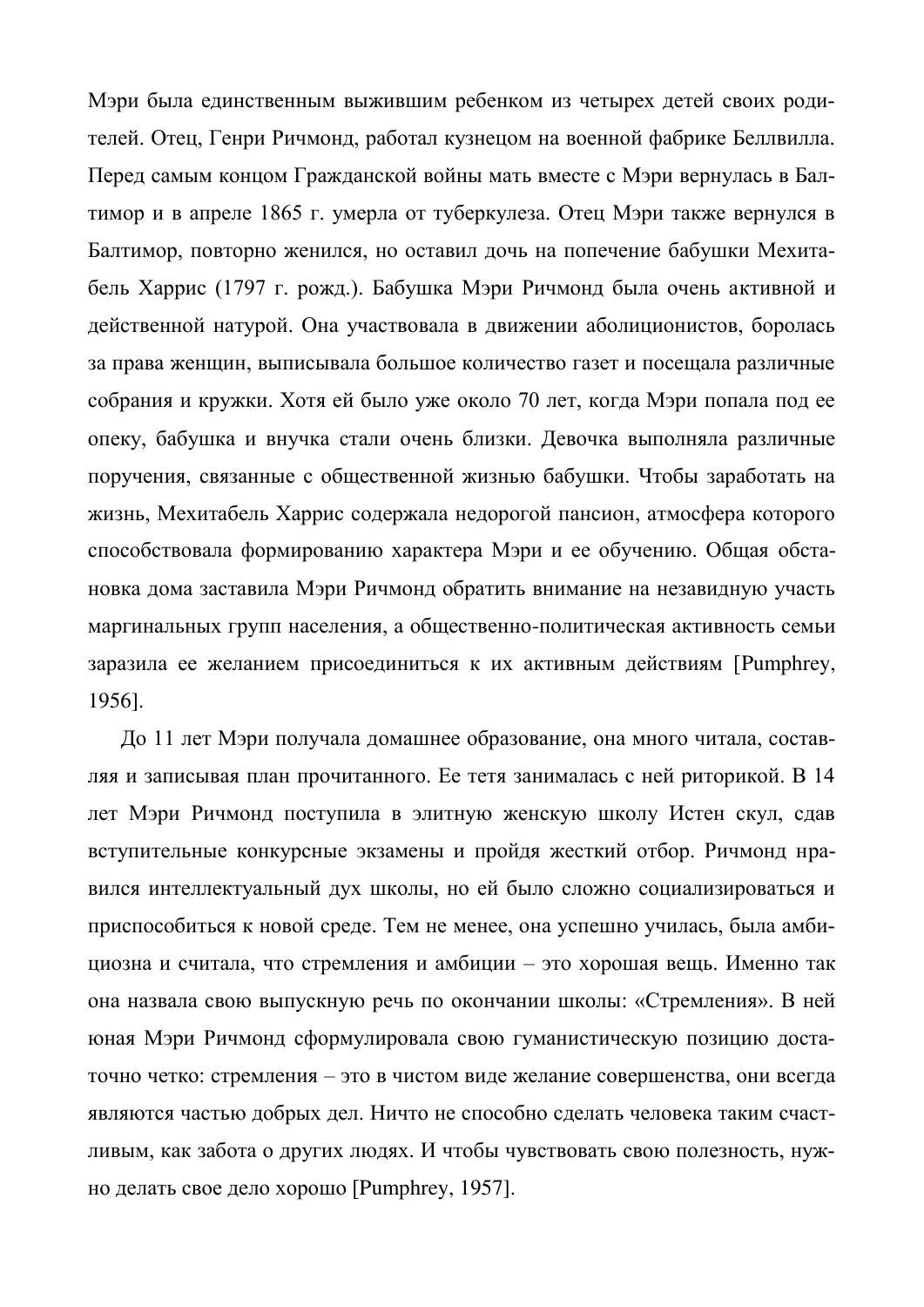Мэри была единственным выжившим ребенком из четырех детей своих родителей. Отец, Генри Ричмонд, работал кузнецом на военной фабрике Беллвилла. Перед самым концом Гражданской войны мать вместе с Мэри вернулась в Балтимор и в апреле 1865 г. умерла от туберкулеза. Отец Мэри также вернулся в Балтимор, повторно женился, но оставил дочь на попечение бабушки Мехитабель Харрис (1797 г. рожд.). Бабушка Мэри Ричмонд была очень активной и действенной натурой. Она участвовала в движении аболиционистов, боролась за права женщин, выписывала большое количество газет и посещала различные собрания и кружки. Хотя ей было уже около 70 лет, когда Мэри попала под ее опеку, бабушка и внучка стали очень близки. Девочка выполняла различные поручения, связанные с общественной жизнью бабушки. Чтобы заработать на жизнь, Мехитабель Харрис содержала недорогой пансион, атмосфера которого способствовала формированию характера Мэри и ее обучению. Общая обстановка дома заставила Мэри Ричмонд обратить внимание на незавидную участь маргинальных групп населения, а общественно-политическая активность семьи заразила ее желанием присоединиться к их активным действиям [Pumphrey, 1956].

До 11 лет Мэри получала домашнее образование, она много читала, составляя и записывая план прочитанного. Ее тетя занималась с ней риторикой. В 14 лет Мэри Ричмонд поступила в элитную женскую школу Истен скул, сдав вступительные конкурсные экзамены и пройдя жесткий отбор. Ричмонд нравился интеллектуальный дух школы, но ей было сложно социализироваться и приспособиться к новой среде. Тем не менее, она успешно училась, была амбициозна и считала, что стремления и амбиции – это хорошая вещь. Именно так она назвала свою выпускную речь по окончании школы: «Стремления». В ней юная Мэри Ричмонд сформулировала свою гуманистическую позицию достаточно четко: стремления – это в чистом виде желание совершенства, они всегда являются частью добрых дел. Ничто не способно сделать человека таким счастливым, как забота о других людях. И чтобы чувствовать свою полезность, нужно делать свое дело хорошо [Pumphrey, 1957].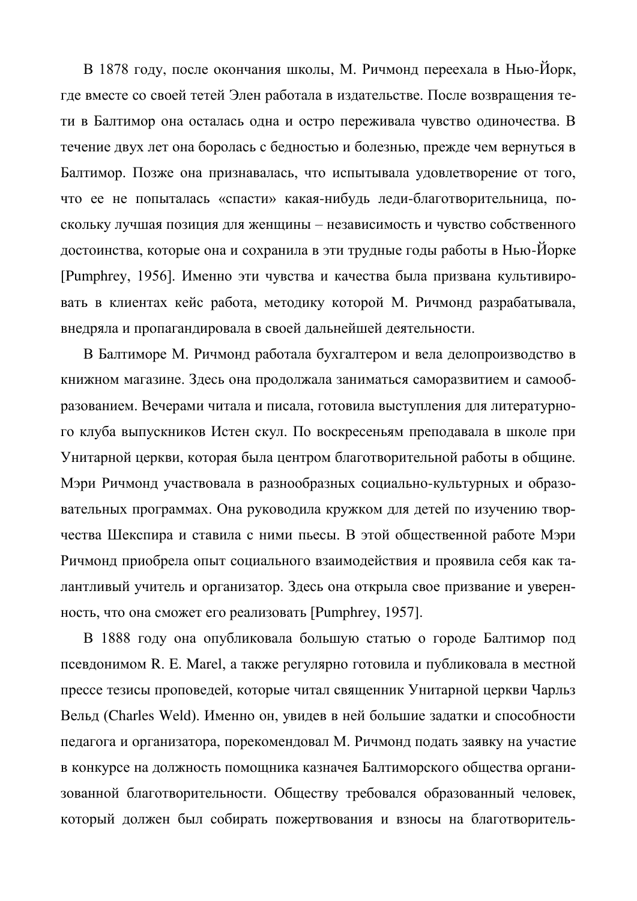В 1878 году, после окончания школы, М. Ричмонд переехала в Нью-Йорк, где вместе со своей тетей Элен работала в издательстве. После возвращения тети в Балтимор она осталась одна и остро переживала чувство одиночества. В течение двух лет она боролась с бедностью и болезнью, прежде чем вернуться в Балтимор. Позже она признавалась, что испытывала удовлетворение от того, что ее не попыталась «спасти» какая-нибудь леди-благотворительница, поскольку лучшая позиция для женщины – независимость и чувство собственного достоинства, которые она и сохранила в эти трудные годы работы в Нью-Йорке [Pumphrey, 1956]. Именно эти чувства и качества была призвана культивировать в клиентах кейс работа, методику которой М. Ричмонд разрабатывала, внедряла и пропагандировала в своей дальнейшей деятельности.

В Балтиморе М. Ричмонд работала бухгалтером и вела делопроизводство в книжном магазине. Здесь она продолжала заниматься саморазвитием и самообразованием. Вечерами читала и писала, готовила выступления для литературного клуба выпускников Истен скул. По воскресеньям преподавала в школе при Унитарной церкви, которая была центром благотворительной работы в общине. Мэри Ричмонд участвовала в разнообразных социально-культурных и образовательных программах. Она руководила кружком для детей по изучению творчества Шекспира и ставила с ними пьесы. В этой общественной работе Мэри Ричмонд приобрела опыт социального взаимодействия и проявила себя как талантливый учитель и организатор. Здесь она открыла свое призвание и уверенность, что она сможет его реализовать [Pumphrey, 1957].

В 1888 году она опубликовала большую статью о городе Балтимор под псевдонимом R. E. Marel, а также регулярно готовила и публиковала в местной прессе тезисы проповедей, которые читал священник Унитарной церкви Чарльз Вельд (Charles Weld). Именно он, увидев в ней большие задатки и способности педагога и организатора, порекомендовал М. Ричмонд подать заявку на участие в конкурсе на должность помощника казначея Балтиморского общества организованной благотворительности. Обществу требовался образованный человек, который должен был собирать пожертвования и взносы на благотворитель-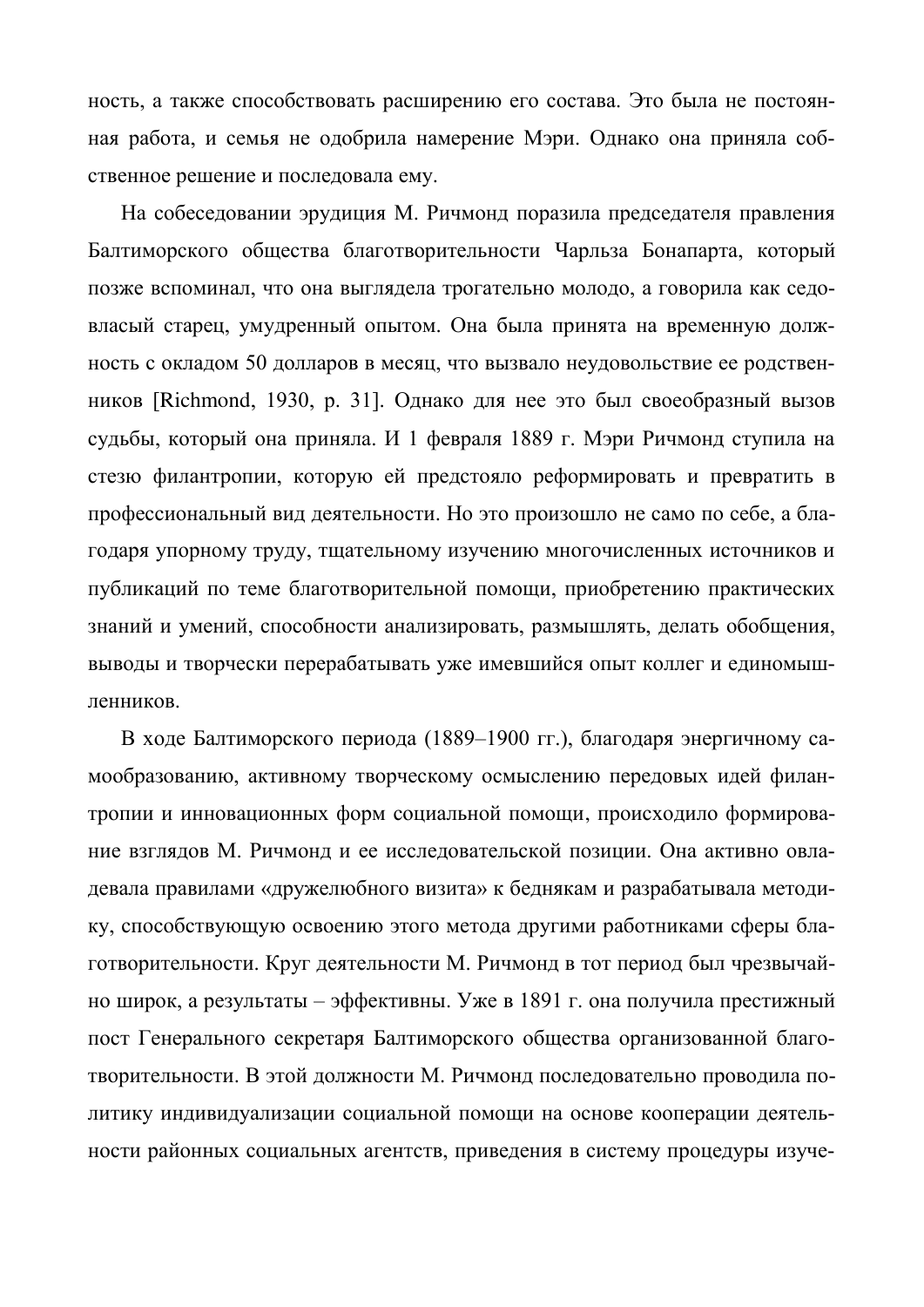ность, а также способствовать расширению его состава. Это была не постоянная работа, и семья не одобрила намерение Мэри. Однако она приняла собственное решение и последовала ему.

На собеседовании эрудиция М. Ричмонд поразила председателя правления Балтиморского общества благотворительности Чарльза Бонапарта, который позже вспоминал, что она выглядела трогательно молодо, а говорила как седовласый старец, умудренный опытом. Она была принята на временную должность с окладом 50 долларов в месяц, что вызвало неудовольствие ее родственников [Richmond, 1930, p. 31]. Однако для нее это был своеобразный вызов судьбы, который она приняла. И 1 февраля 1889 г. Мэри Ричмонд ступила на стезю филантропии, которую ей предстояло реформировать и превратить в профессиональный вид деятельности. Но это произошло не само по себе, а благодаря упорному труду, тщательному изучению многочисленных источников и публикаций по теме благотворительной помощи, приобретению практических знаний и умений, способности анализировать, размышлять, делать обобщения, выводы и творчески перерабатывать уже имевшийся опыт коллег и единомышленников.

В ходе Балтиморского периода (1889–1900 гг.), благодаря энергичному самообразованию, активному творческому осмыслению передовых идей филантропии и инновационных форм социальной помощи, происходило формирование взглядов М. Ричмонд и ее исследовательской позиции. Она активно овладевала правилами «дружелюбного визита» к беднякам и разрабатывала методику, способствующую освоению этого метода другими работниками сферы благотворительности. Круг деятельности М. Ричмонд в тот период был чрезвычайно широк, а результаты – эффективны. Уже в 1891 г. она получила престижный пост Генерального секретаря Балтиморского общества организованной благотворительности. В этой должности М. Ричмонд последовательно проводила политику индивидуализации социальной помощи на основе кооперации деятельности районных социальных агентств, приведения в систему процедуры изуче-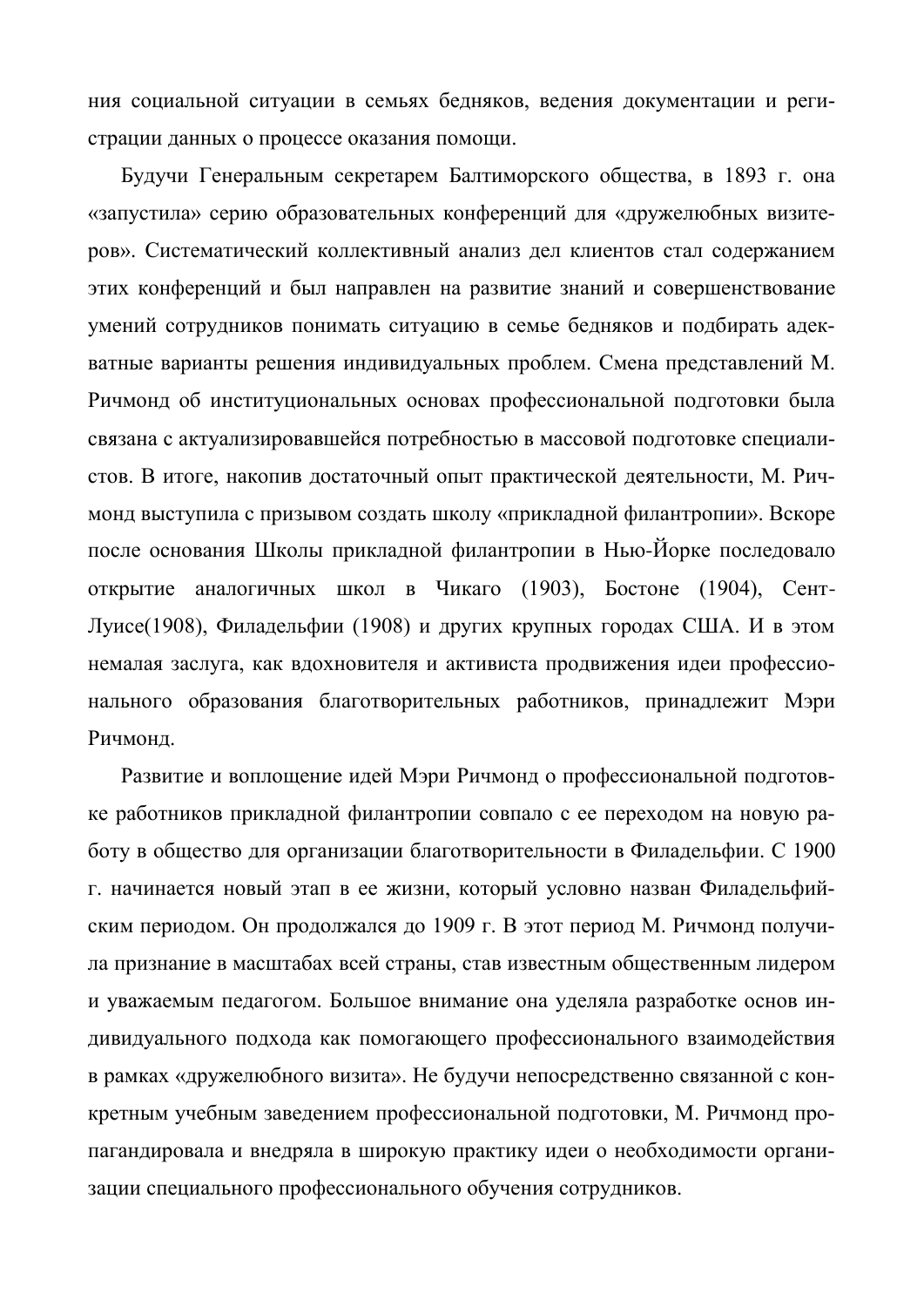ния социальной ситуации в семьях бедняков, ведения документации и регистрации данных о процессе оказания помощи.

Будучи Генеральным секретарем Балтиморского общества, в 1893 г. она «запустила» серию образовательных конференций для «дружелюбных визитеров». Систематический коллективный анализ дел клиентов стал содержанием этих конференций и был направлен на развитие знаний и совершенствование умений сотрудников понимать ситуацию в семье бедняков и подбирать адекватные варианты решения индивидуальных проблем. Смена представлений М. Ричмонд об институциональных основах профессиональной подготовки была связана с актуализировавшейся потребностью в массовой подготовке специалистов. В итоге, накопив достаточный опыт практической деятельности, М. Ричмонд выступила с призывом создать школу «прикладной филантропии». Вскоре после основания Школы прикладной филантропии в Нью-Йорке последовало открытие аналогичных школ в Чикаго (1903), Бостоне (1904), Сент-Луисе(1908), Филадельфии (1908) и других крупных городах США. И в этом немалая заслуга, как вдохновителя и активиста продвижения идеи профессионального образования благотворительных работников, принадлежит Мэри Ричмонд.

Развитие и воплощение идей Мэри Ричмонд о профессиональной подготовке работников прикладной филантропии совпало с ее переходом на новую работу в общество для организации благотворительности в Филадельфии. С 1900 г. начинается новый этап в ее жизни, который условно назван Филадельфийским периодом. Он продолжался до 1909 г. В этот период М. Ричмонд получила признание в масштабах всей страны, став известным общественным лидером и уважаемым педагогом. Большое внимание она уделяла разработке основ индивидуального подхода как помогающего профессионального взаимодействия в рамках «дружелюбного визита». Не будучи непосредственно связанной с конкретным учебным заведением профессиональной подготовки, М. Ричмонд пропагандировала и внедряла в широкую практику идеи о необходимости организации специального профессионального обучения сотрудников.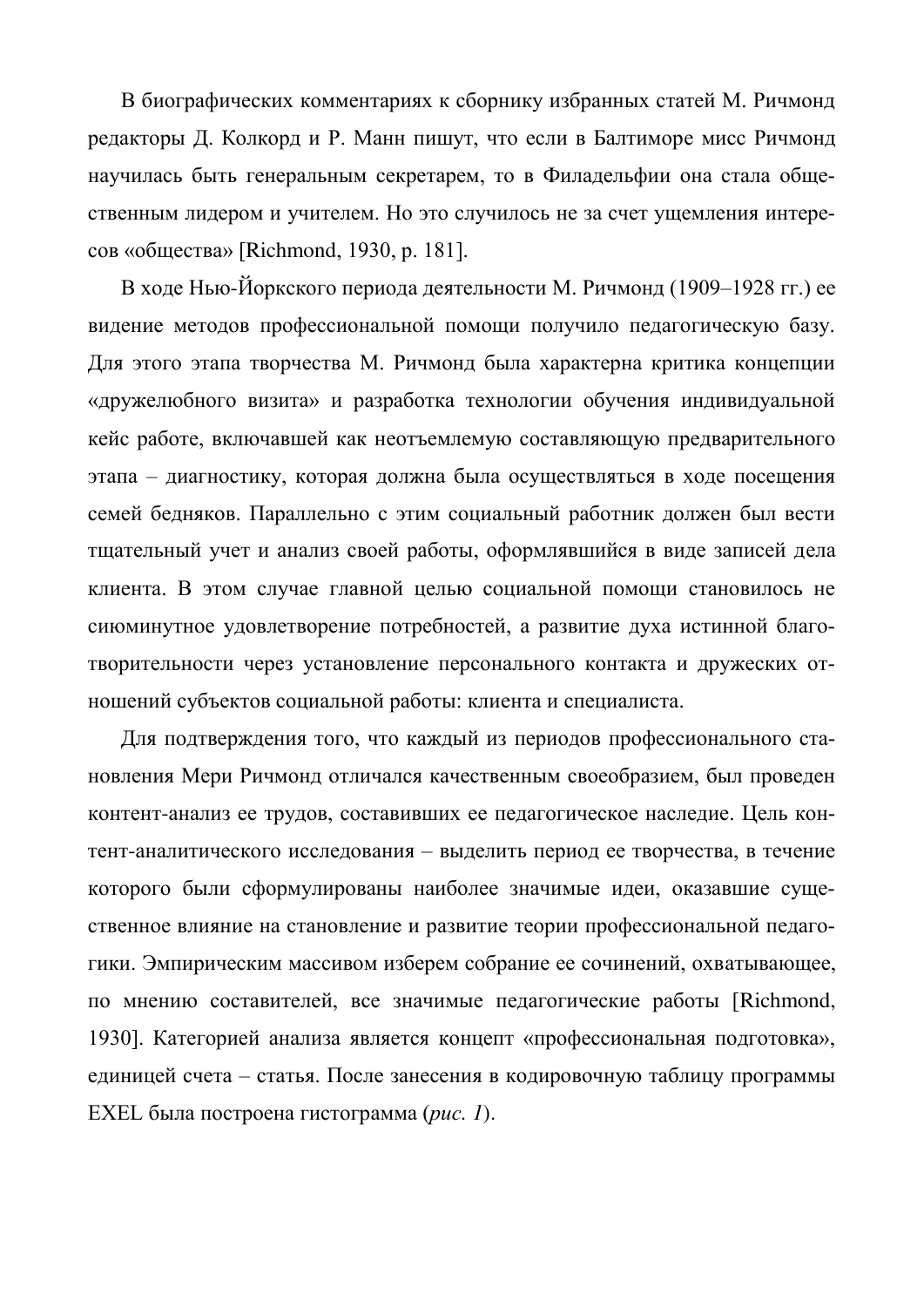В биографических комментариях к сборнику избранных статей М. Ричмонд редакторы Д. Колкорд и Р. Манн пишут, что если в Балтиморе мисс Ричмонд научилась быть генеральным секретарем, то в Филадельфии она стала общественным лидером и учителем. Но это случилось не за счет ущемления интересов «общества» [Richmond, 1930, p. 181].

В ходе Нью-Йоркского периода деятельности М. Ричмонд (1909–1928 гг.) ее видение методов профессиональной помощи получило педагогическую базу. Для этого этапа творчества М. Ричмонд была характерна критика концепции «дружелюбного визита» и разработка технологии обучения индивидуальной кейс работе, включавшей как неотъемлемую составляющую предварительного этапа – диагностику, которая должна была осуществляться в ходе посещения семей бедняков. Параллельно с этим социальный работник должен был вести тщательный учет и анализ своей работы, оформлявшийся в виде записей дела клиента. В этом случае главной целью социальной помощи становилось не сиюминутное удовлетворение потребностей, а развитие духа истинной благотворительности через установление персонального контакта и дружеских отношений субъектов социальной работы: клиента и специалиста.

Для подтверждения того, что каждый из периодов профессионального становления Мери Ричмонд отличался качественным своеобразием, был проведен контент-анализ ее трудов, составивших ее педагогическое наследие. Цель контент-аналитического исследования – выделить период ее творчества, в течение которого были сформулированы наиболее значимые идеи, оказавшие существенное влияние на становление и развитие теории профессиональной педагогики. Эмпирическим массивом изберем собрание ее сочинений, охватывающее, по мнению составителей, все значимые педагогические работы [Richmond, 1930]. Категорией анализа является концепт «профессиональная подготовка», единицей счета – статья. После занесения в кодировочную таблицу программы EXEL была построена гистограмма (*рис. 1*).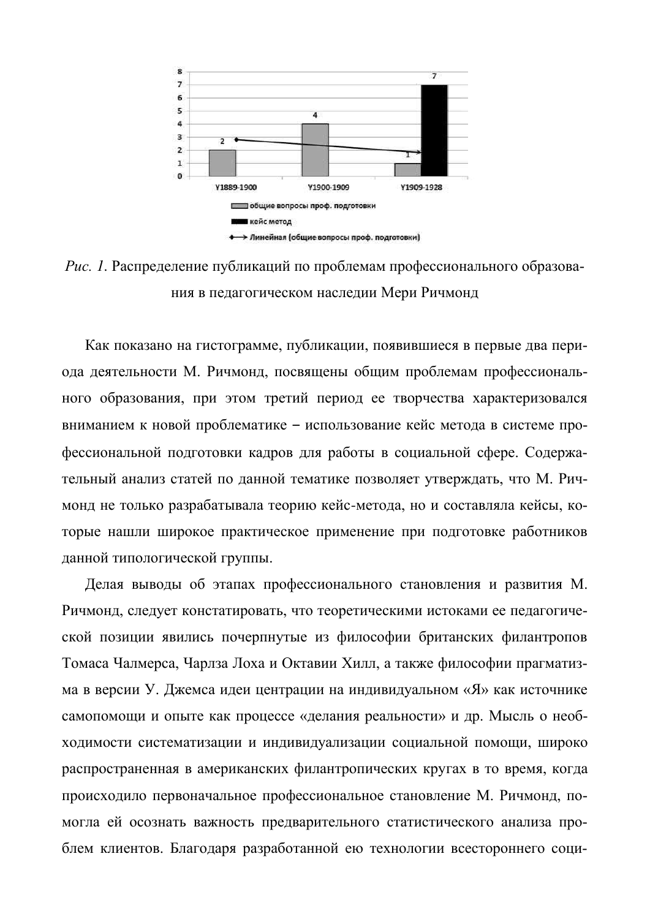8
7
6
5
4
3
2
1
0

2
4
1
7

Y1889-1900
Y1900-1909
Y1909-1928

общие вопросы проф. подготовки
кейс метод
Линейная (общие вопросы проф. подготовки)

*Рис. 1*. Распределение публикаций по проблемам профессионального образования в педагогическом наследии Мери Ричмонд

Как показано на гистограмме, публикации, появившиеся в первые два периода деятельности М. Ричмонд, посвящены общим проблемам профессионального образования, при этом третий период ее творчества характеризовался вниманием к новой проблематике – использование кейс метода в системе профессиональной подготовки кадров для работы в социальной сфере. Содержательный анализ статей по данной тематике позволяет утверждать, что М. Ричмонд не только разрабатывала теорию кейс-метода, но и составляла кейсы, которые нашли широкое практическое применение при подготовке работников данной типологической группы.

Делая выводы об этапах профессионального становления и развития М. Ричмонд, следует констатировать, что теоретическими истоками ее педагогической позиции явились почерпнутые из философии британских филантропов Томаса Чалмерса, Чарлза Лоха и Октавии Хилл, а также философии прагматизма в версии У. Джемса идеи центрации на индивидуальном «Я» как источнике самопомощи и опыте как процессе «делания реальности» и др. Мысль о необходимости систематизации и индивидуализации социальной помощи, широко распространенная в американских филантропических кругах в то время, когда происходило первоначальное профессиональное становление М. Ричмонд, помогла ей осознать важность предварительного статистического анализа проблем клиентов. Благодаря разработанной ею технологии всестороннего соци-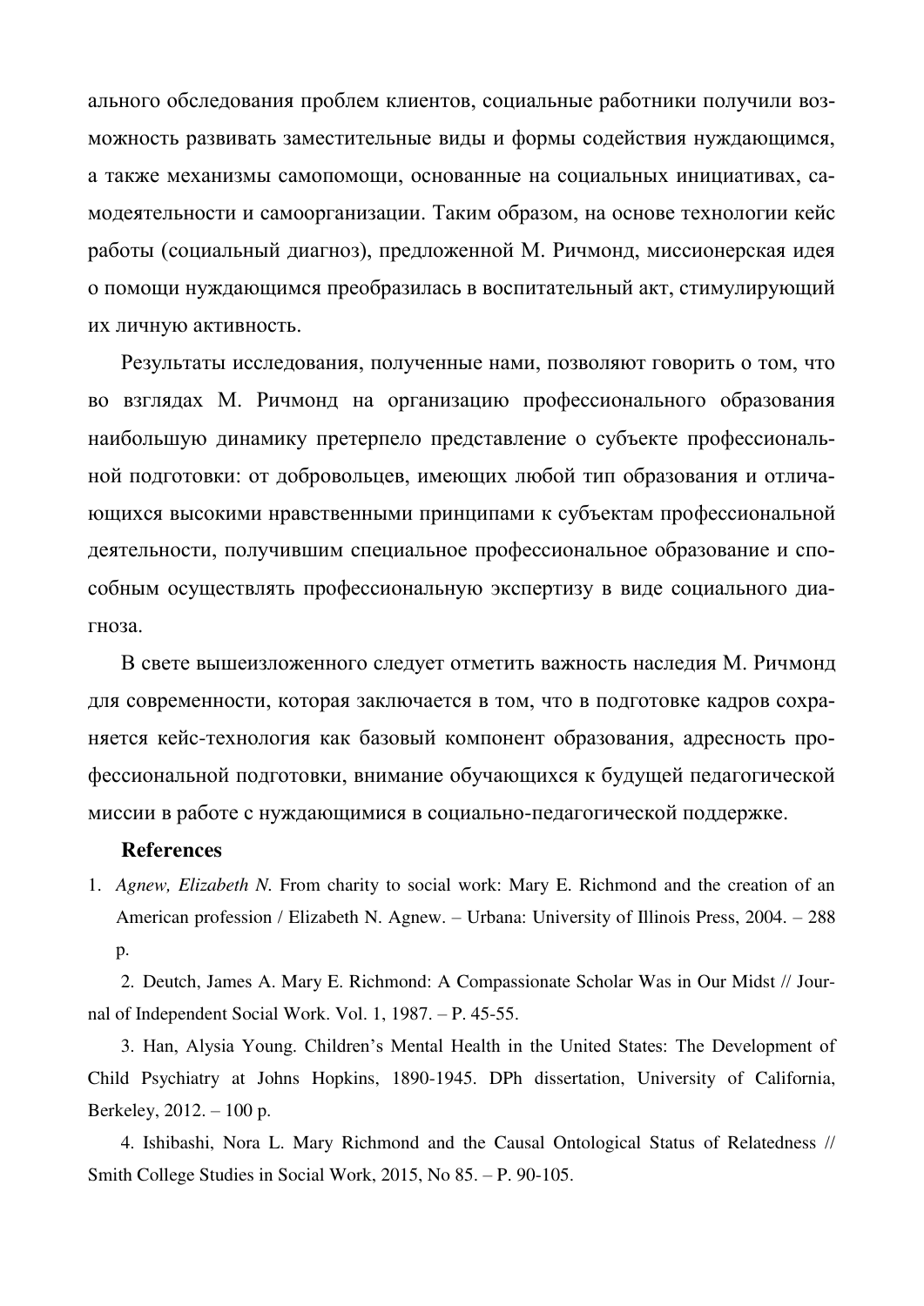ального обследования проблем клиентов, социальные работники получили возможность развивать заместительные виды и формы содействия нуждающимся, а также механизмы самопомощи, основанные на социальных инициативах, самодеятельности и самоорганизации. Таким образом, на основе технологии кейс работы (социальный диагноз), предложенной М. Ричмонд, миссионерская идея о помощи нуждающимся преобразилась в воспитательный акт, стимулирующий их личную активность.

Результаты исследования, полученные нами, позволяют говорить о том, что во взглядах М. Ричмонд на организацию профессионального образования наибольшую динамику претерпело представление о субъекте профессиональной подготовки: от добровольцев, имеющих любой тип образования и отличающихся высокими нравственными принципами к субъектам профессиональной деятельности, получившим специальное профессиональное образование и способным осуществлять профессиональную экспертизу в виде социального диагноза.

В свете вышеизложенного следует отметить важность наследия М. Ричмонд для современности, которая заключается в том, что в подготовке кадров сохраняется кейс-технология как базовый компонент образования, адресность профессиональной подготовки, внимание обучающихся к будущей педагогической миссии в работе с нуждающимися в социально-педагогической поддержке.

### References

1. *Agnew, Elizabeth N.* From charity to social work: Mary E. Richmond and the creation of an American profession / Elizabeth N. Agnew. – Urbana: University of Illinois Press, 2004. – 288 p.
2. Deutch, James A. Mary E. Richmond: A Compassionate Scholar Was in Our Midst // Journal of Independent Social Work. Vol. 1, 1987. – P. 45-55.
3. Han, Alysia Young. Children's Mental Health in the United States: The Development of Child Psychiatry at Johns Hopkins, 1890-1945. DPh dissertation, University of California, Berkeley, 2012. – 100 p.
4. Ishibashi, Nora L. Mary Richmond and the Causal Ontological Status of Relatedness // Smith College Studies in Social Work, 2015, No 85. – P. 90-105.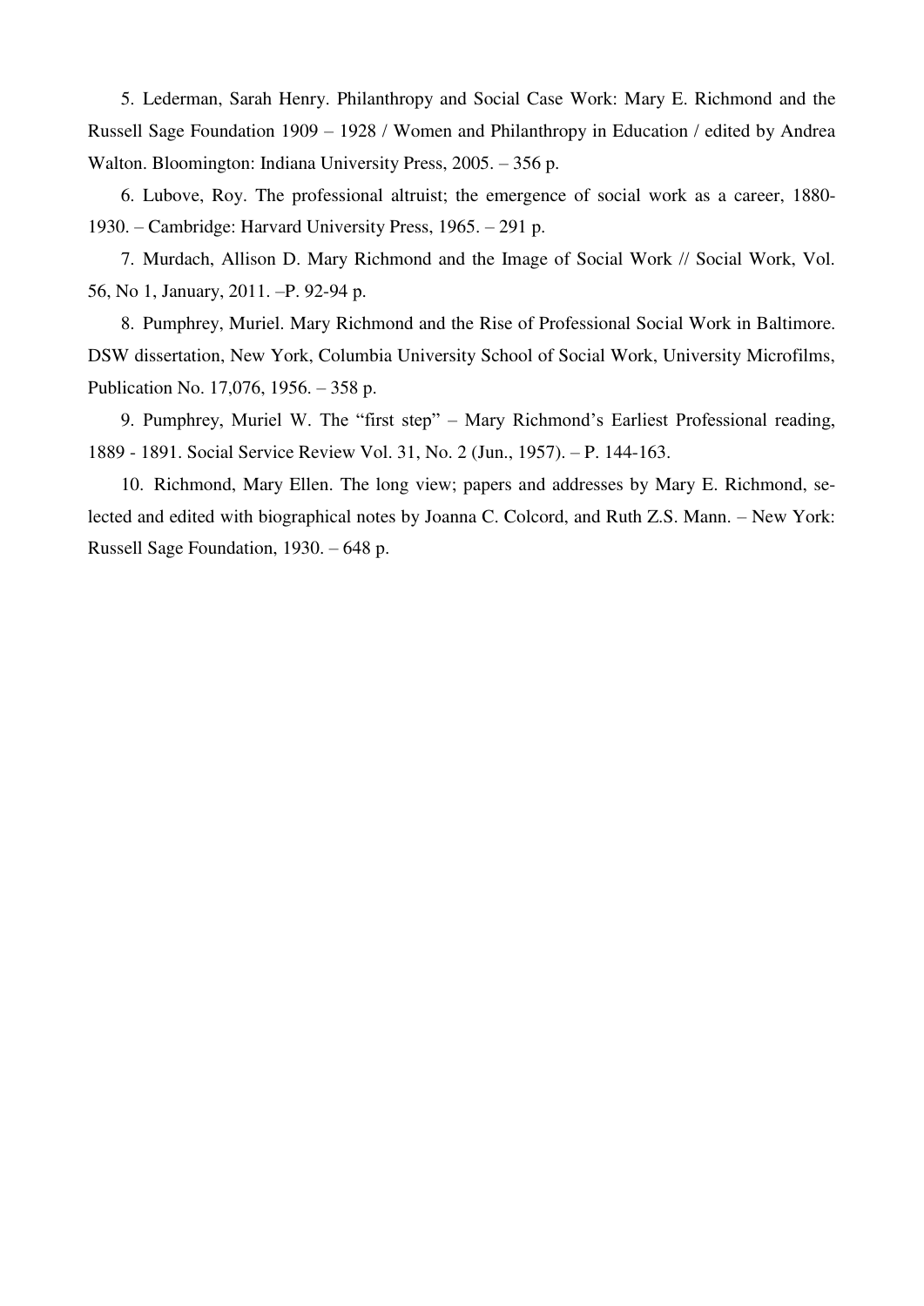5. Lederman, Sarah Henry. Philanthropy and Social Case Work: Mary E. Richmond and the Russell Sage Foundation 1909 – 1928 / Women and Philanthropy in Education / edited by Andrea Walton. Bloomington: Indiana University Press, 2005. – 356 p.

6. Lubove, Roy. The professional altruist; the emergence of social work as a career, 1880-1930. – Cambridge: Harvard University Press, 1965. – 291 p.

7. Murdach, Allison D. Mary Richmond and the Image of Social Work // Social Work, Vol. 56, No 1, January, 2011. –P. 92-94 p.

8. Pumphrey, Muriel. Mary Richmond and the Rise of Professional Social Work in Baltimore. DSW dissertation, New York, Columbia University School of Social Work, University Microfilms, Publication No. 17,076, 1956. – 358 p.

9. Pumphrey, Muriel W. The "first step" – Mary Richmond's Earliest Professional reading, 1889 - 1891. Social Service Review Vol. 31, No. 2 (Jun., 1957). – P. 144-163.

10. Richmond, Mary Ellen. The long view; papers and addresses by Mary E. Richmond, selected and edited with biographical notes by Joanna C. Colcord, and Ruth Z.S. Mann. – New York: Russell Sage Foundation, 1930. – 648 p.